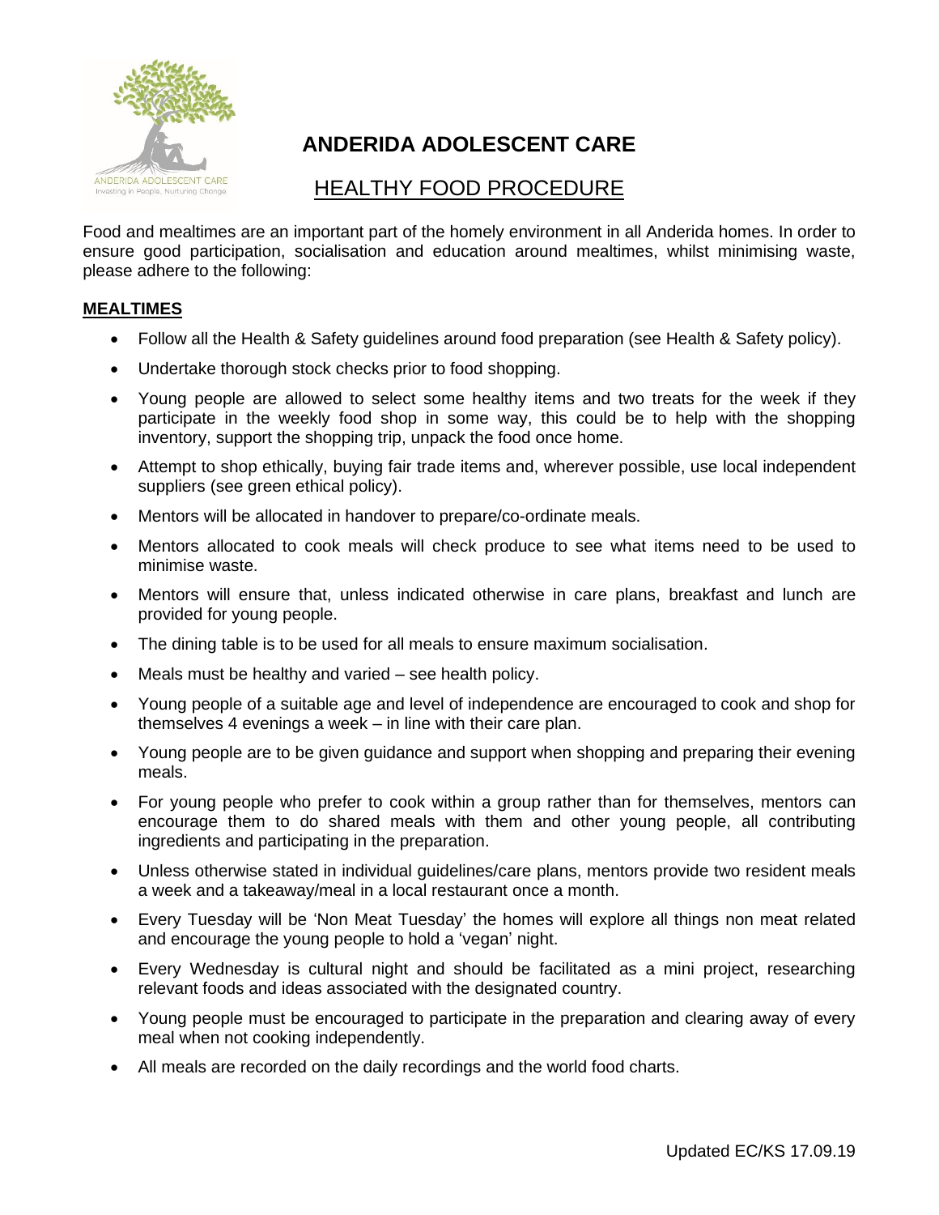# ANDERIDA ADOLESCENT CARE

## HEALTHY FOOD PROCEDURE

Food and mealtimes are an important part of the homely environment in all Anderida homes. In order to ensure good participation, socialisation and education around mealtimes, whilst minimising waste, please adhere to the following:

**MEALTIMES**

- Follow all the Health & Safety guidelines around food preparation (see Health & Safety policy).
- Undertake thorough stock checks prior to food shopping.
- Young people are allowed to select some healthy items and two treats for the week if they participate in the weekly food shop in some way, this could be to help with the shopping inventory, support the shopping trip, unpack the food once home.
- Attempt to shop ethically, buying fair trade items and, wherever possible, use local independent suppliers (see green ethical policy).
- Mentors will be allocated in handover to prepare/co-ordinate meals.
- Mentors allocated to cook meals will check produce to see what items need to be used to minimise waste.
- Mentors will ensure that, unless indicated otherwise in care plans, breakfast and lunch are provided for young people.
- The dining table is to be used for all meals to ensure maximum socialisation.
- Meals must be healthy and varied – see health policy.
- Young people of a suitable age and level of independence are encouraged to cook and shop for themselves 4 evenings a week – in line with their care plan.
- Young people are to be given guidance and support when shopping and preparing their evening meals.
- For young people who prefer to cook within a group rather than for themselves, mentors can encourage them to do shared meals with them and other young people, all contributing ingredients and participating in the preparation.
- Unless otherwise stated in individual guidelines/care plans, mentors provide two resident meals a week and a takeaway/meal in a local restaurant once a month.
- Every Tuesday will be 'Non Meat Tuesday' the homes will explore all things non meat related and encourage the young people to hold a 'vegan' night.
- Every Wednesday is cultural night and should be facilitated as a mini project, researching relevant foods and ideas associated with the designated country.
- Young people must be encouraged to participate in the preparation and clearing away of every meal when not cooking independently.
- All meals are recorded on the daily recordings and the world food charts.

Updated EC/KS 17.09.19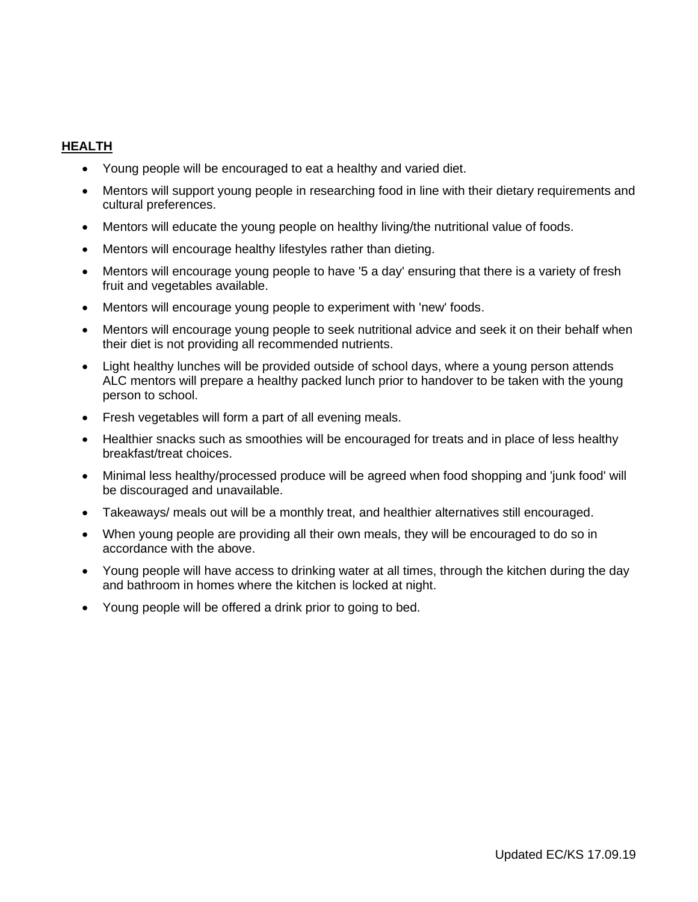**HEALTH**

- Young people will be encouraged to eat a healthy and varied diet.
- Mentors will support young people in researching food in line with their dietary requirements and cultural preferences.
- Mentors will educate the young people on healthy living/the nutritional value of foods.
- Mentors will encourage healthy lifestyles rather than dieting.
- Mentors will encourage young people to have '5 a day' ensuring that there is a variety of fresh fruit and vegetables available.
- Mentors will encourage young people to experiment with 'new' foods.
- Mentors will encourage young people to seek nutritional advice and seek it on their behalf when their diet is not providing all recommended nutrients.
- Light healthy lunches will be provided outside of school days, where a young person attends ALC mentors will prepare a healthy packed lunch prior to handover to be taken with the young person to school.
- Fresh vegetables will form a part of all evening meals.
- Healthier snacks such as smoothies will be encouraged for treats and in place of less healthy breakfast/treat choices.
- Minimal less healthy/processed produce will be agreed when food shopping and 'junk food' will be discouraged and unavailable.
- Takeaways/ meals out will be a monthly treat, and healthier alternatives still encouraged.
- When young people are providing all their own meals, they will be encouraged to do so in accordance with the above.
- Young people will have access to drinking water at all times, through the kitchen during the day and bathroom in homes where the kitchen is locked at night.
- Young people will be offered a drink prior to going to bed.

Updated EC/KS 17.09.19